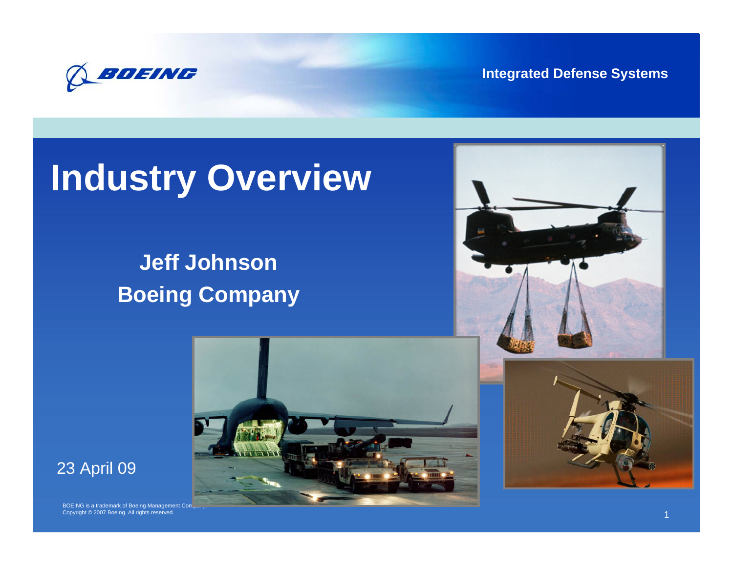Integrated Defense Systems

# Industry Overview

## Jeff Johnson
## Boeing Company

23 April 09

BOEING is a trademark of Boeing Management Company.
Copyright © 2007 Boeing. All rights reserved.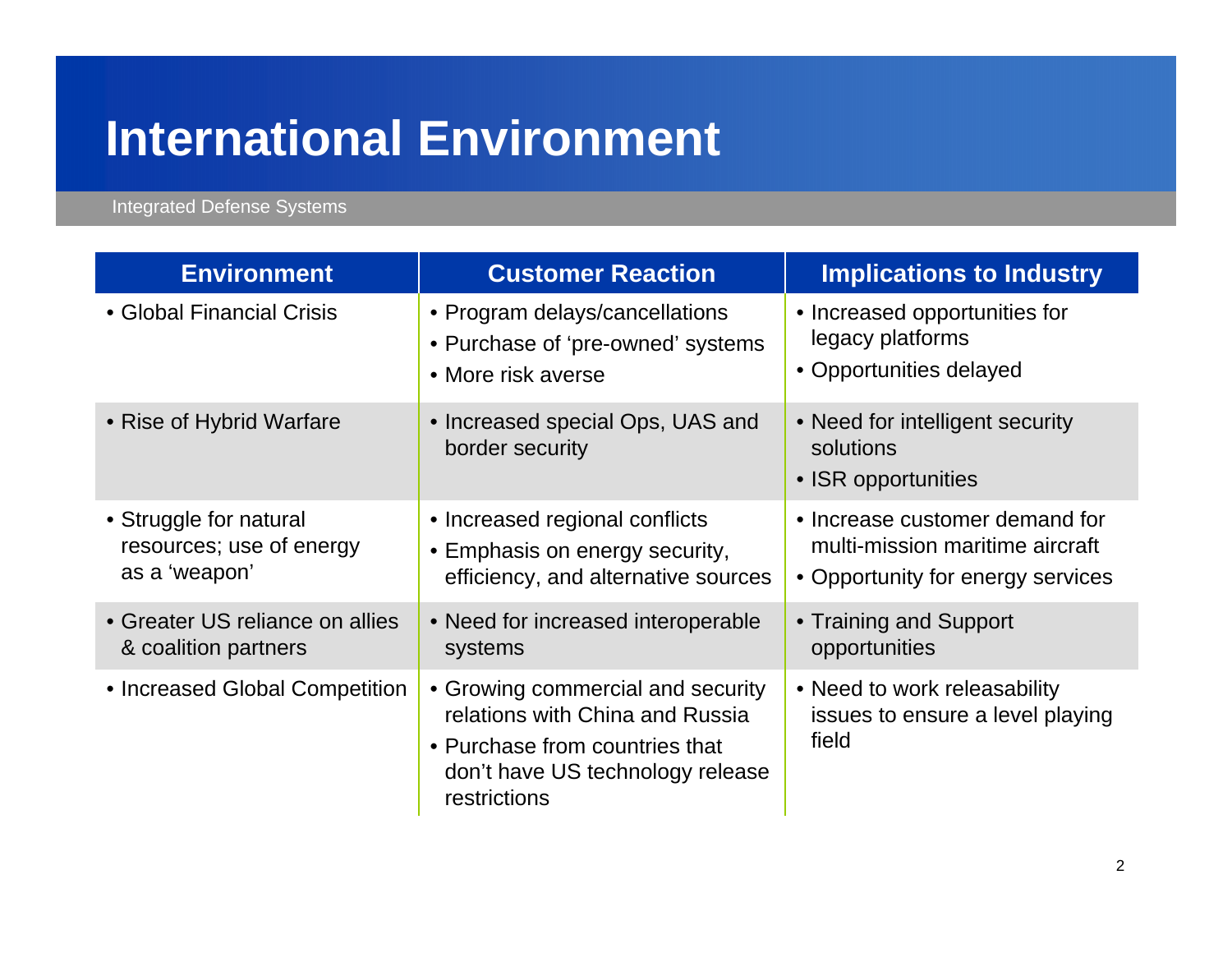# International Environment

Integrated Defense Systems

| Environment | Customer Reaction | Implications to Industry |
|---|---|---|
| • Global Financial Crisis | • Program delays/cancellations<br>• Purchase of 'pre-owned' systems<br>• More risk averse | • Increased opportunities for legacy platforms<br>• Opportunities delayed |
| • Rise of Hybrid Warfare | • Increased special Ops, UAS and border security | • Need for intelligent security solutions<br>• ISR opportunities |
| • Struggle for natural resources; use of energy as a 'weapon' | • Increased regional conflicts<br>• Emphasis on energy security, efficiency, and alternative sources | • Increase customer demand for multi-mission maritime aircraft<br>• Opportunity for energy services |
| • Greater US reliance on allies & coalition partners | • Need for increased interoperable systems | • Training and Support opportunities |
| • Increased Global Competition | • Growing commercial and security relations with China and Russia<br>• Purchase from countries that don't have US technology release restrictions | • Need to work releasability issues to ensure a level playing field |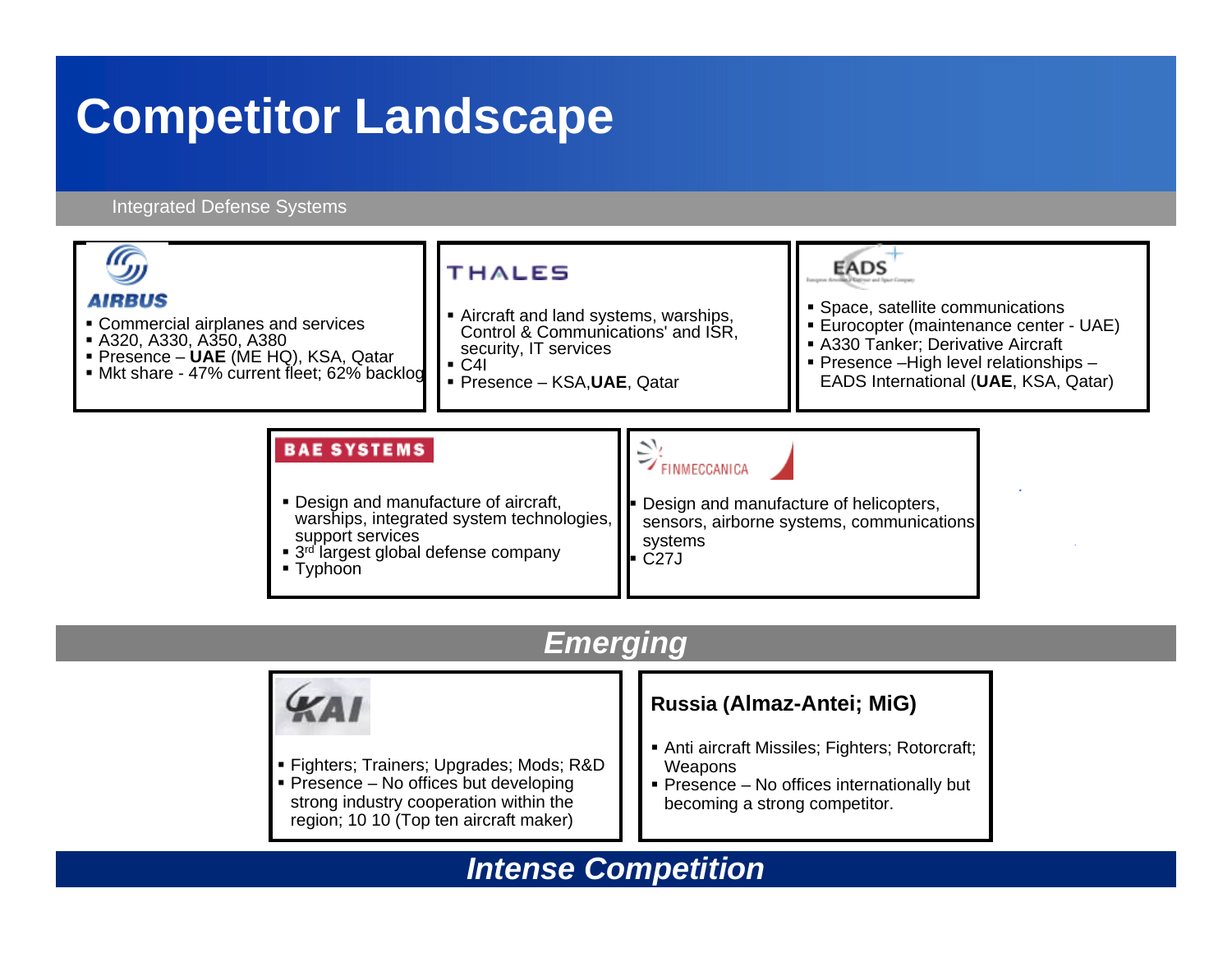# Competitor Landscape

Integrated Defense Systems

**AIRBUS**

- Commercial airplanes and services
- A320, A330, A350, A380
- Presence – **UAE** (ME HQ), KSA, Qatar
- Mkt share - 47% current fleet; 62% backlog

**THALES**

- Aircraft and land systems, warships, Control & Communications' and ISR, security, IT services
- C4I
- Presence – KSA,**UAE**, Qatar

**EADS**

- Space, satellite communications
- Eurocopter (maintenance center - UAE)
- A330 Tanker; Derivative Aircraft
- Presence –High level relationships – EADS International (**UAE**, KSA, Qatar)

**BAE SYSTEMS**

- Design and manufacture of aircraft, warships, integrated system technologies, support services
- 3rd largest global defense company
- Typhoon

**FINMECCANICA**

- Design and manufacture of helicopters, sensors, airborne systems, communications systems
- C27J

## *Emerging*

**KAI**

- Fighters; Trainers; Upgrades; Mods; R&D
- Presence – No offices but developing strong industry cooperation within the region; 10 10 (Top ten aircraft maker)

**Russia (Almaz-Antei; MiG)**

- Anti aircraft Missiles; Fighters; Rotorcraft; Weapons
- Presence – No offices internationally but becoming a strong competitor.

## *Intense Competition*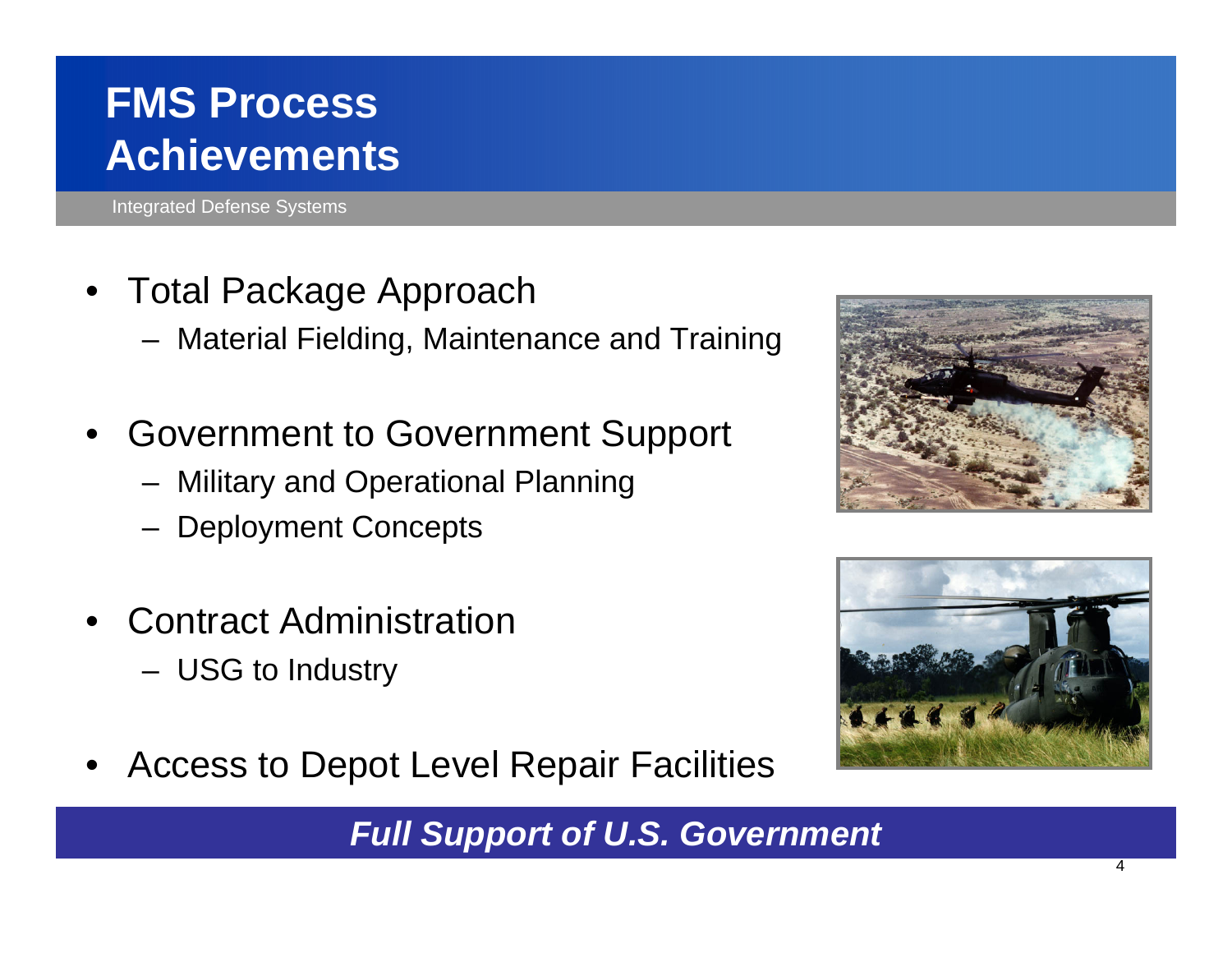# FMS Process Achievements

Integrated Defense Systems

- Total Package Approach
  - Material Fielding, Maintenance and Training
- Government to Government Support
  - Military and Operational Planning
  - Deployment Concepts
- Contract Administration
  - USG to Industry
- Access to Depot Level Repair Facilities

***Full Support of U.S. Government***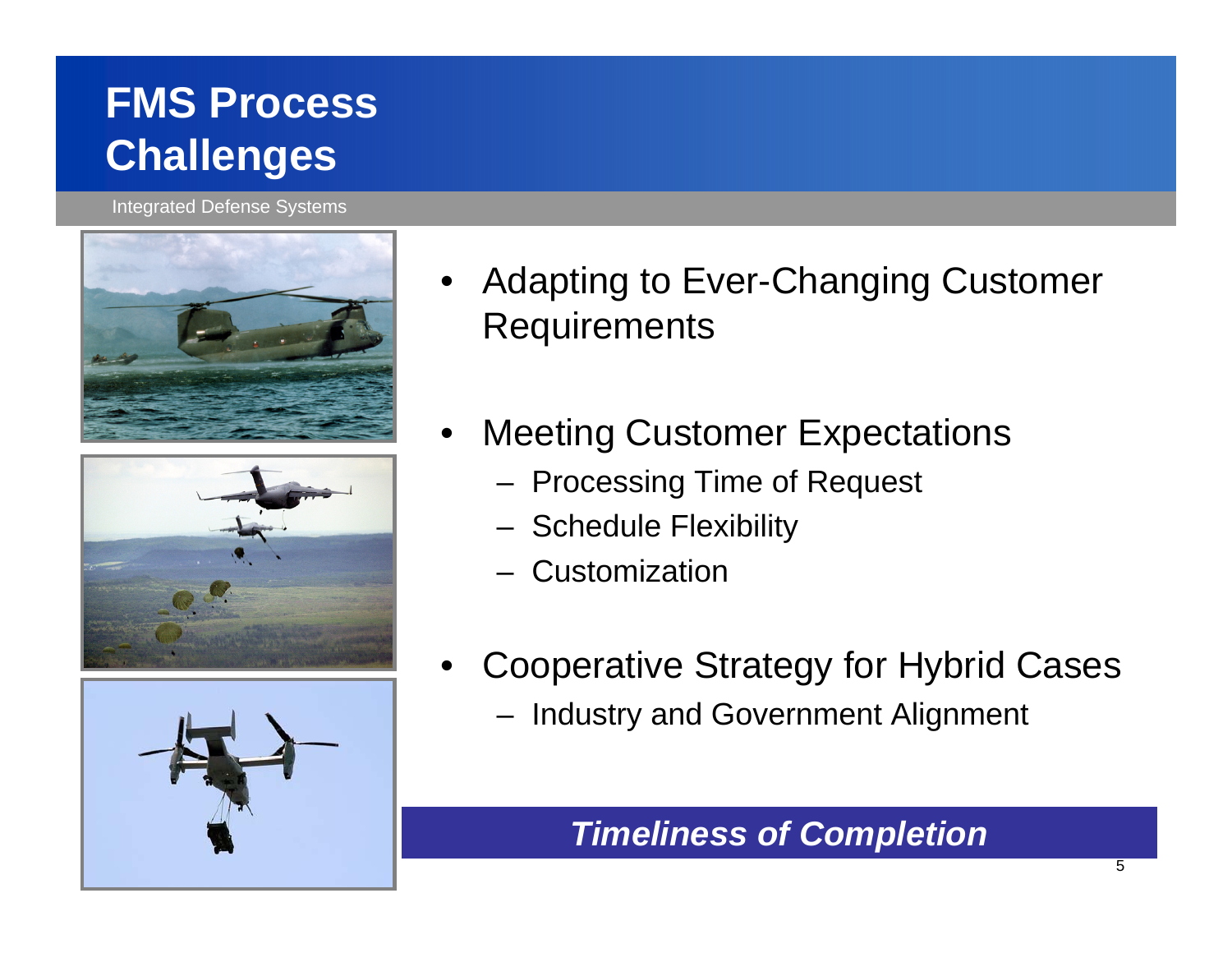# FMS Process Challenges

Integrated Defense Systems

- Adapting to Ever-Changing Customer Requirements
- Meeting Customer Expectations
  - Processing Time of Request
  - Schedule Flexibility
  - Customization
- Cooperative Strategy for Hybrid Cases
  - Industry and Government Alignment

***Timeliness of Completion***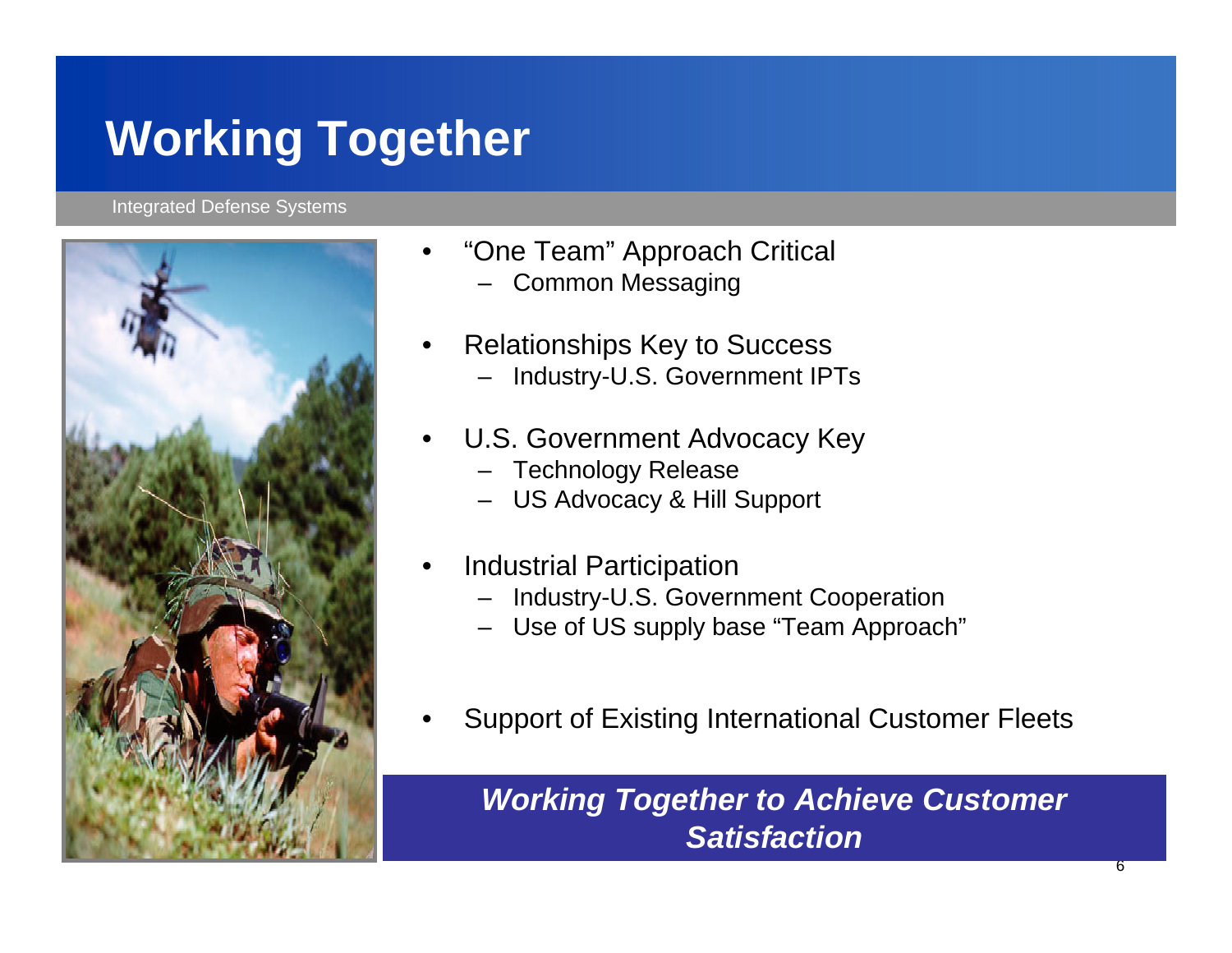# Working Together

Integrated Defense Systems

- "One Team" Approach Critical
  - Common Messaging
- Relationships Key to Success
  - Industry-U.S. Government IPTs
- U.S. Government Advocacy Key
  - Technology Release
  - US Advocacy & Hill Support
- Industrial Participation
  - Industry-U.S. Government Cooperation
  - Use of US supply base "Team Approach"
- Support of Existing International Customer Fleets

***Working Together to Achieve Customer Satisfaction***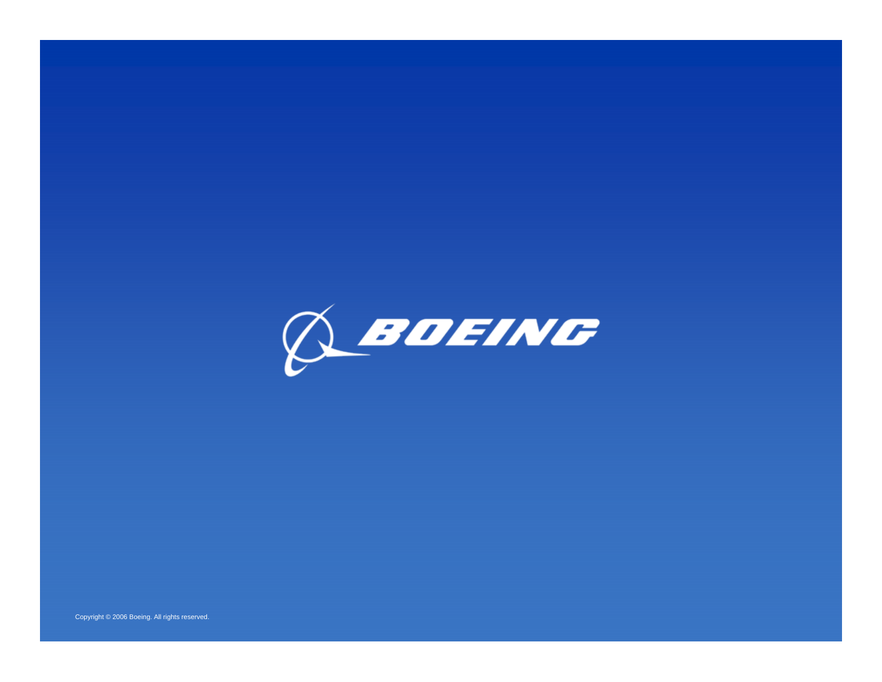BOEING

Copyright © 2006 Boeing. All rights reserved.